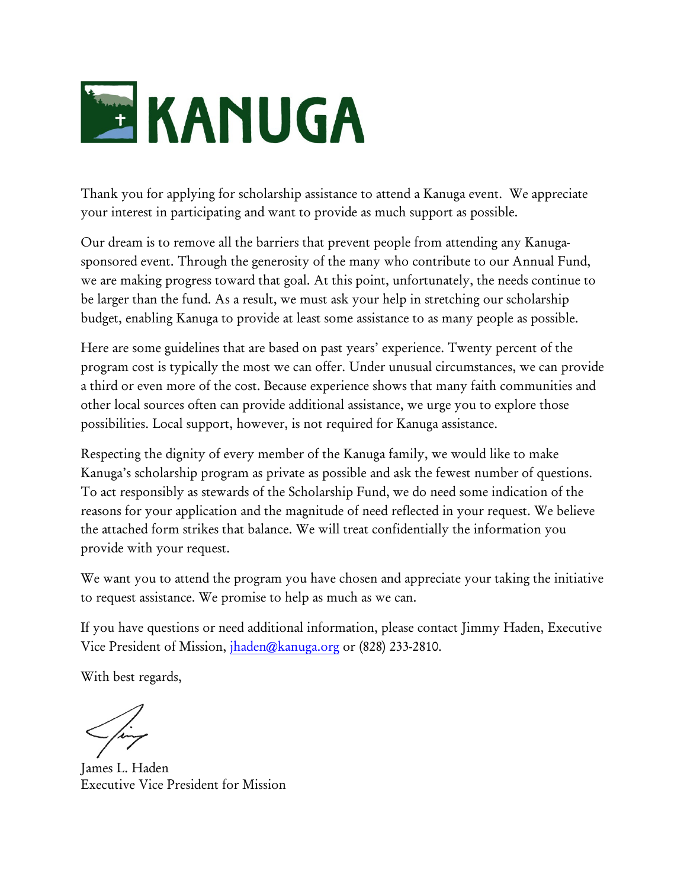# KANUGA

Thank you for applying for scholarship assistance to attend a Kanuga event. We appreciate your interest in participating and want to provide as much support as possible.

Our dream is to remove all the barriers that prevent people from attending any Kanuga-sponsored event. Through the generosity of the many who contribute to our Annual Fund, we are making progress toward that goal. At this point, unfortunately, the needs continue to be larger than the fund. As a result, we must ask your help in stretching our scholarship budget, enabling Kanuga to provide at least some assistance to as many people as possible.

Here are some guidelines that are based on past years' experience. Twenty percent of the program cost is typically the most we can offer. Under unusual circumstances, we can provide a third or even more of the cost. Because experience shows that many faith communities and other local sources often can provide additional assistance, we urge you to explore those possibilities. Local support, however, is not required for Kanuga assistance.

Respecting the dignity of every member of the Kanuga family, we would like to make Kanuga's scholarship program as private as possible and ask the fewest number of questions. To act responsibly as stewards of the Scholarship Fund, we do need some indication of the reasons for your application and the magnitude of need reflected in your request. We believe the attached form strikes that balance. We will treat confidentially the information you provide with your request.

We want you to attend the program you have chosen and appreciate your taking the initiative to request assistance. We promise to help as much as we can.

If you have questions or need additional information, please contact Jimmy Haden, Executive Vice President of Mission, jhaden@kanuga.org or (828) 233-2810.

With best regards,

James L. Haden
Executive Vice President for Mission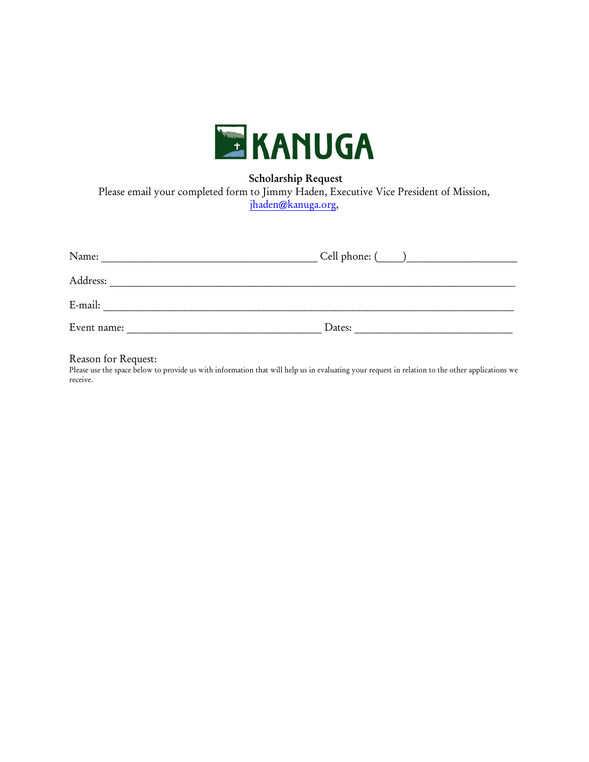KANUGA

**Scholarship Request**

Please email your completed form to Jimmy Haden, Executive Vice President of Mission, [jhaden@kanuga.org](mailto:jhaden@kanuga.org),

Name: ______________________________________ Cell phone: (____)___________________

Address: _______________________________________________________________________

E-mail: ________________________________________________________________________

Event name: __________________________________ Dates: ____________________________

Reason for Request:

Please use the space below to provide us with information that will help us in evaluating your request in relation to the other applications we receive.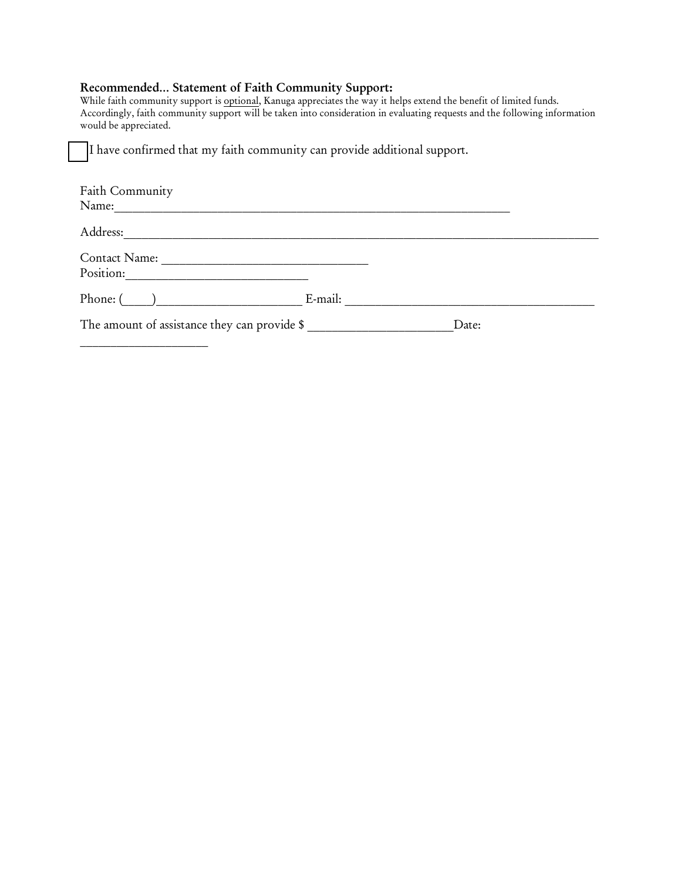**Recommended… Statement of Faith Community Support:**

While faith community support is <u>optional</u>, Kanuga appreciates the way it helps extend the benefit of limited funds. Accordingly, faith community support will be taken into consideration in evaluating requests and the following information would be appreciated.

☐ I have confirmed that my faith community can provide additional support.

Faith Community Name:_______________________________________________________________

Address:_______________________________________________________________________________

Contact Name: ________________________________
Position:____________________________

Phone: (____)______________________ E-mail: ________________________________________

The amount of assistance they can provide $ ______________________Date: ____________________